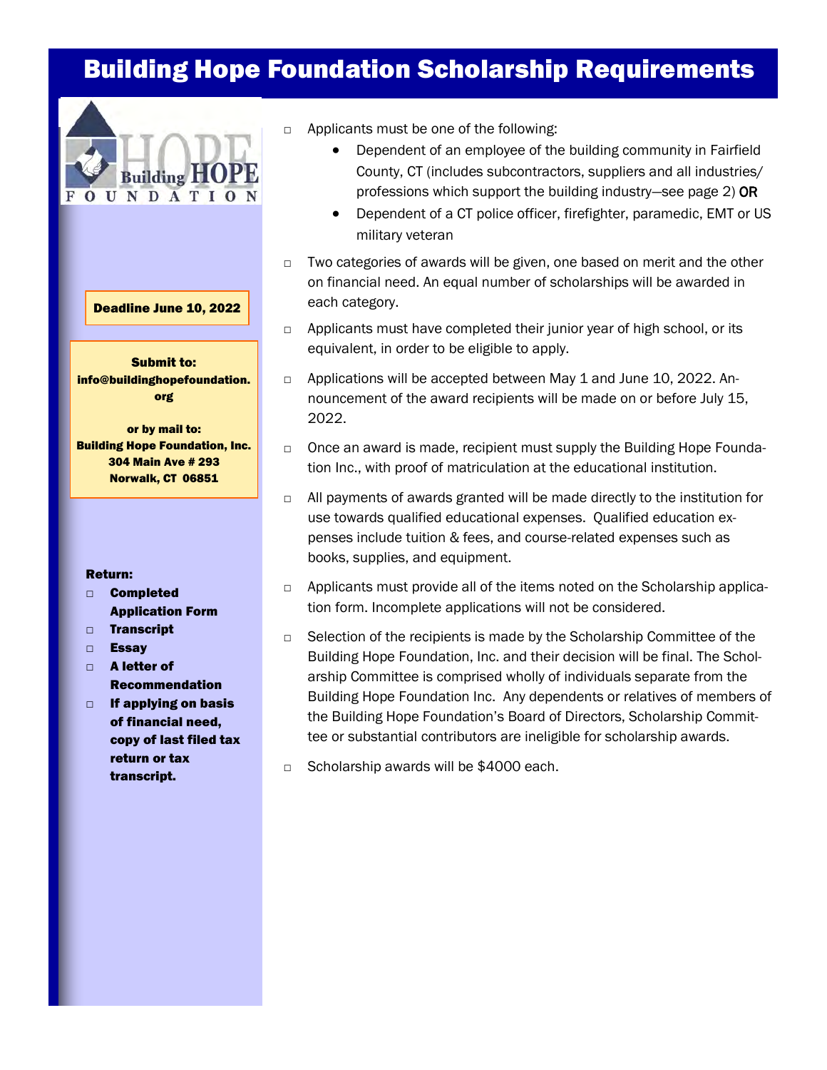# Building Hope Foundation Scholarship Requirements

Building HOPE FOUNDATION

**Deadline June 10, 2022**

**Submit to:**
**info@buildinghopefoundation.org**

**or by mail to:**
**Building Hope Foundation, Inc.**
**304 Main Ave # 293**
**Norwalk, CT 06851**

**Return:**

- **Completed Application Form**
- **Transcript**
- **Essay**
- **A letter of Recommendation**
- **If applying on basis of financial need, copy of last filed tax return or tax transcript.**

---

- Applicants must be one of the following:
  - Dependent of an employee of the building community in Fairfield County, CT (includes subcontractors, suppliers and all industries/ professions which support the building industry—see page 2) OR
  - Dependent of a CT police officer, firefighter, paramedic, EMT or US military veteran
- Two categories of awards will be given, one based on merit and the other on financial need. An equal number of scholarships will be awarded in each category.
- Applicants must have completed their junior year of high school, or its equivalent, in order to be eligible to apply.
- Applications will be accepted between May 1 and June 10, 2022. Announcement of the award recipients will be made on or before July 15, 2022.
- Once an award is made, recipient must supply the Building Hope Foundation Inc., with proof of matriculation at the educational institution.
- All payments of awards granted will be made directly to the institution for use towards qualified educational expenses. Qualified education expenses include tuition & fees, and course-related expenses such as books, supplies, and equipment.
- Applicants must provide all of the items noted on the Scholarship application form. Incomplete applications will not be considered.
- Selection of the recipients is made by the Scholarship Committee of the Building Hope Foundation, Inc. and their decision will be final. The Scholarship Committee is comprised wholly of individuals separate from the Building Hope Foundation Inc. Any dependents or relatives of members of the Building Hope Foundation's Board of Directors, Scholarship Committee or substantial contributors are ineligible for scholarship awards.
- Scholarship awards will be $4000 each.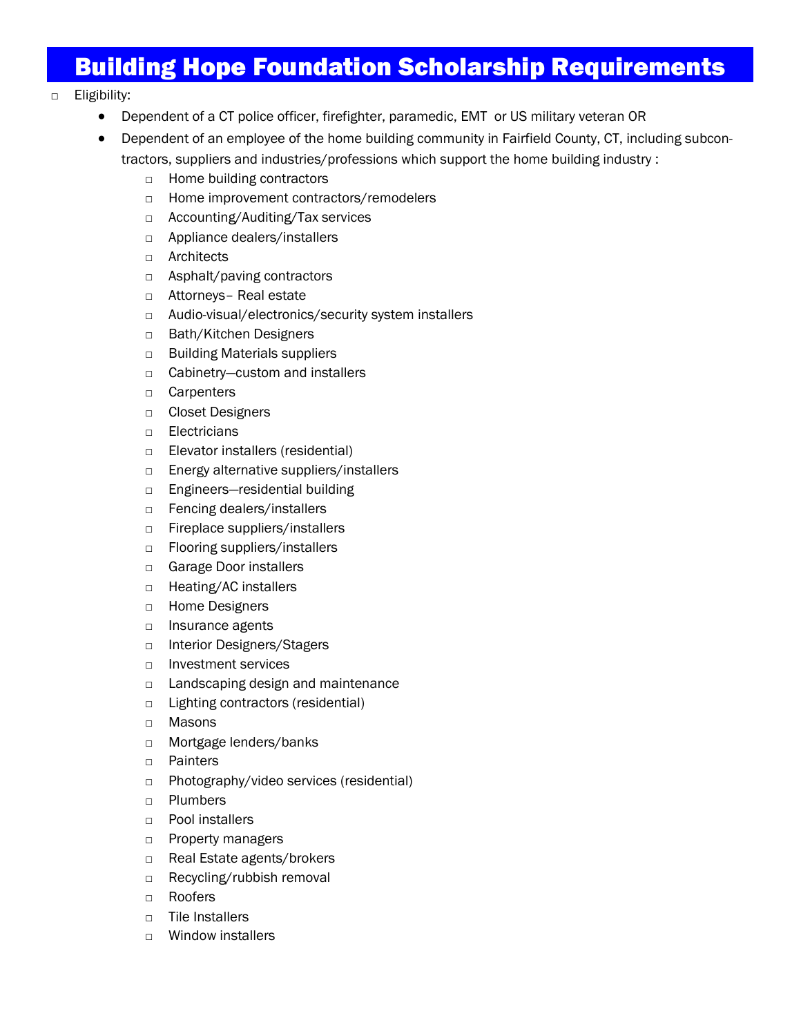# Building Hope Foundation Scholarship Requirements

- Eligibility:
  - Dependent of a CT police officer, firefighter, paramedic, EMT or US military veteran OR
  - Dependent of an employee of the home building community in Fairfield County, CT, including subcontractors, suppliers and industries/professions which support the home building industry :
    - Home building contractors
    - Home improvement contractors/remodelers
    - Accounting/Auditing/Tax services
    - Appliance dealers/installers
    - Architects
    - Asphalt/paving contractors
    - Attorneys– Real estate
    - Audio-visual/electronics/security system installers
    - Bath/Kitchen Designers
    - Building Materials suppliers
    - Cabinetry—custom and installers
    - Carpenters
    - Closet Designers
    - Electricians
    - Elevator installers (residential)
    - Energy alternative suppliers/installers
    - Engineers—residential building
    - Fencing dealers/installers
    - Fireplace suppliers/installers
    - Flooring suppliers/installers
    - Garage Door installers
    - Heating/AC installers
    - Home Designers
    - Insurance agents
    - Interior Designers/Stagers
    - Investment services
    - Landscaping design and maintenance
    - Lighting contractors (residential)
    - Masons
    - Mortgage lenders/banks
    - Painters
    - Photography/video services (residential)
    - Plumbers
    - Pool installers
    - Property managers
    - Real Estate agents/brokers
    - Recycling/rubbish removal
    - Roofers
    - Tile Installers
    - Window installers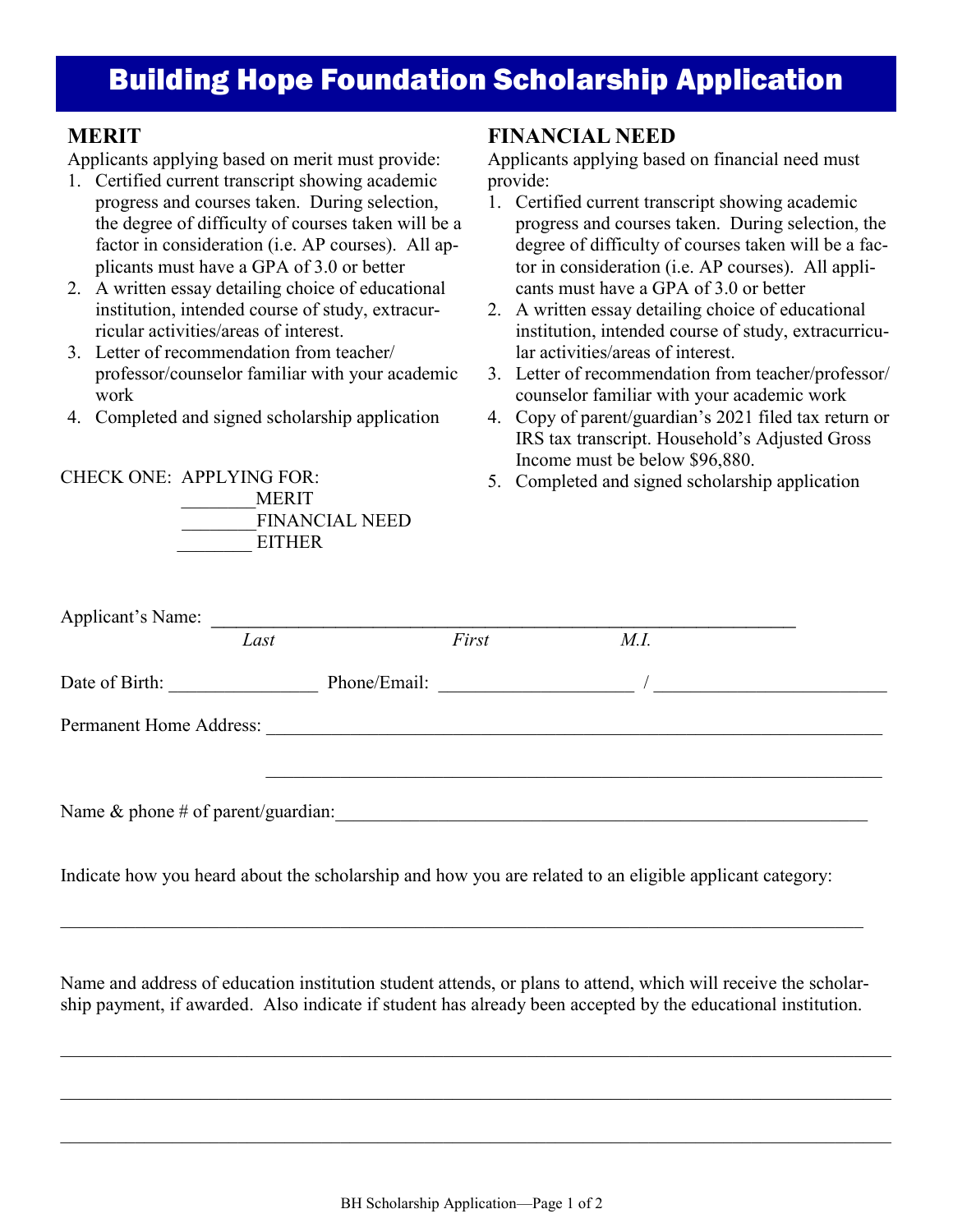# Building Hope Foundation Scholarship Application

## MERIT

Applicants applying based on merit must provide:

1. Certified current transcript showing academic progress and courses taken. During selection, the degree of difficulty of courses taken will be a factor in consideration (i.e. AP courses). All applicants must have a GPA of 3.0 or better
2. A written essay detailing choice of educational institution, intended course of study, extracurricular activities/areas of interest.
3. Letter of recommendation from teacher/ professor/counselor familiar with your academic work
4. Completed and signed scholarship application

## FINANCIAL NEED

Applicants applying based on financial need must provide:

1. Certified current transcript showing academic progress and courses taken. During selection, the degree of difficulty of courses taken will be a factor in consideration (i.e. AP courses). All applicants must have a GPA of 3.0 or better
2. A written essay detailing choice of educational institution, intended course of study, extracurricular activities/areas of interest.
3. Letter of recommendation from teacher/professor/ counselor familiar with your academic work
4. Copy of parent/guardian's 2021 filed tax return or IRS tax transcript. Household's Adjusted Gross Income must be below $96,880.
5. Completed and signed scholarship application

CHECK ONE: APPLYING FOR:

________MERIT

________FINANCIAL NEED

________ EITHER

Applicant's Name: ________________________________________________________________

*Last* *First* *M.I.*

Date of Birth: ________________ Phone/Email: ____________________ / ________________________

Permanent Home Address: ________________________________________________________________

________________________________________________________________

Name & phone # of parent/guardian:________________________________________________________

Indicate how you heard about the scholarship and how you are related to an eligible applicant category:

________________________________________________________________________________

Name and address of education institution student attends, or plans to attend, which will receive the scholarship payment, if awarded. Also indicate if student has already been accepted by the educational institution.

________________________________________________________________________________

________________________________________________________________________________

________________________________________________________________________________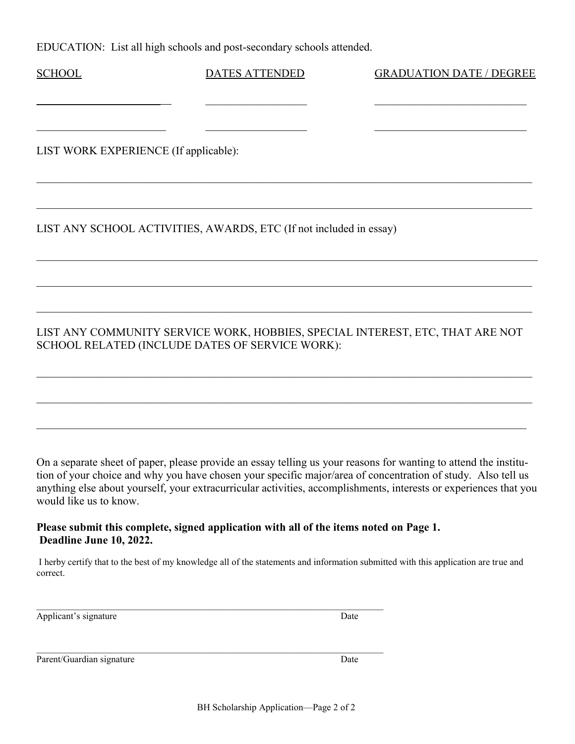EDUCATION: List all high schools and post-secondary schools attended.

| SCHOOL | DATES ATTENDED | GRADUATION DATE / DEGREE |
| --- | --- | --- |
| | | |
| | | |

LIST WORK EXPERIENCE (If applicable):

LIST ANY SCHOOL ACTIVITIES, AWARDS, ETC (If not included in essay)

LIST ANY COMMUNITY SERVICE WORK, HOBBIES, SPECIAL INTEREST, ETC, THAT ARE NOT SCHOOL RELATED (INCLUDE DATES OF SERVICE WORK):

On a separate sheet of paper, please provide an essay telling us your reasons for wanting to attend the institution of your choice and why you have chosen your specific major/area of concentration of study. Also tell us anything else about yourself, your extracurricular activities, accomplishments, interests or experiences that you would like us to know.

**Please submit this complete, signed application with all of the items noted on Page 1.**
**Deadline June 10, 2022.**

I herby certify that to the best of my knowledge all of the statements and information submitted with this application are true and correct.

Applicant's signature Date

Parent/Guardian signature Date